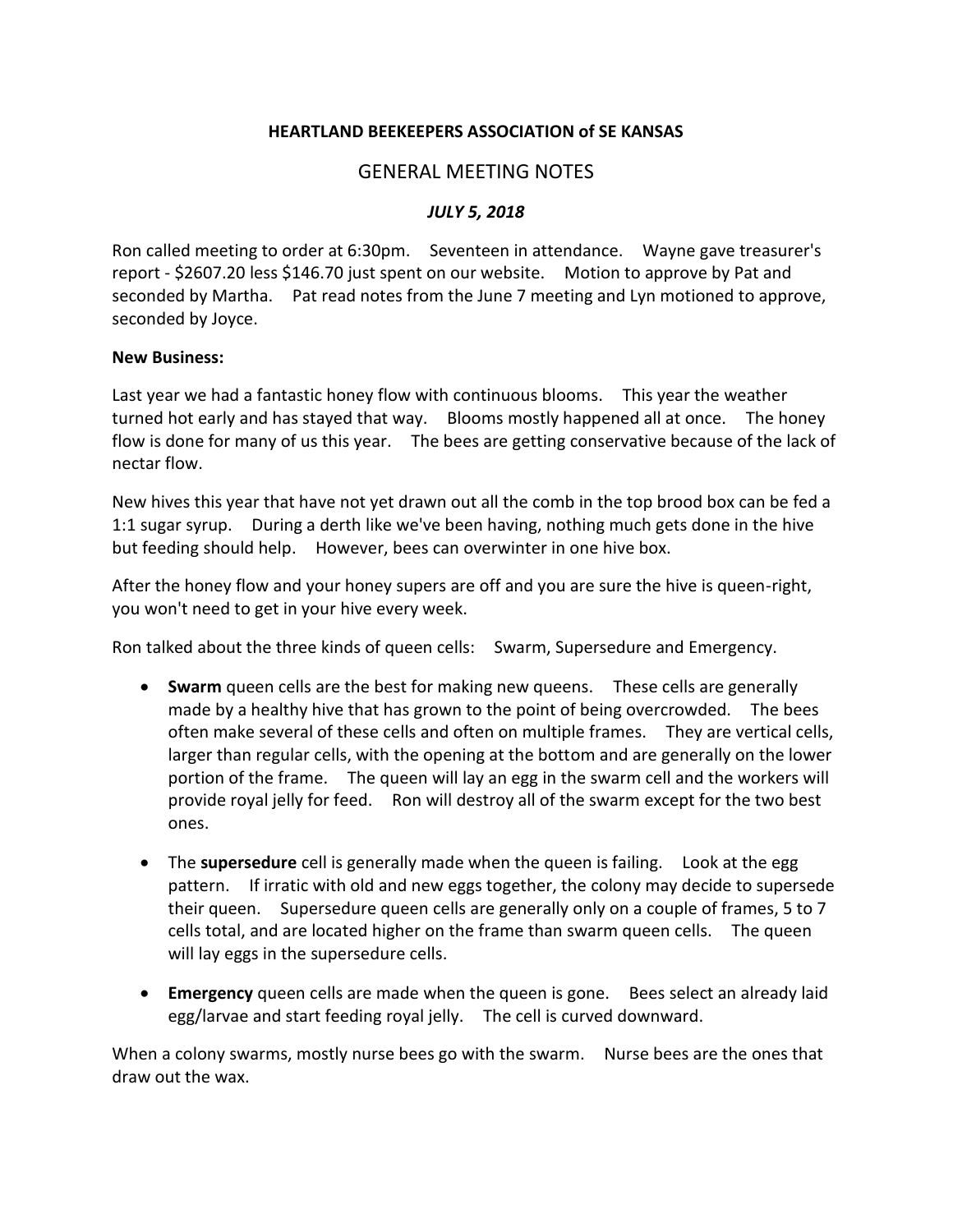**HEARTLAND BEEKEEPERS ASSOCIATION of SE KANSAS**

# GENERAL MEETING NOTES

***JULY 5, 2018***

Ron called meeting to order at 6:30pm. Seventeen in attendance. Wayne gave treasurer's report - $2607.20 less $146.70 just spent on our website. Motion to approve by Pat and seconded by Martha. Pat read notes from the June 7 meeting and Lyn motioned to approve, seconded by Joyce.

**New Business:**

Last year we had a fantastic honey flow with continuous blooms. This year the weather turned hot early and has stayed that way. Blooms mostly happened all at once. The honey flow is done for many of us this year. The bees are getting conservative because of the lack of nectar flow.

New hives this year that have not yet drawn out all the comb in the top brood box can be fed a 1:1 sugar syrup. During a derth like we've been having, nothing much gets done in the hive but feeding should help. However, bees can overwinter in one hive box.

After the honey flow and your honey supers are off and you are sure the hive is queen-right, you won't need to get in your hive every week.

Ron talked about the three kinds of queen cells: Swarm, Supersedure and Emergency.

- **Swarm** queen cells are the best for making new queens. These cells are generally made by a healthy hive that has grown to the point of being overcrowded. The bees often make several of these cells and often on multiple frames. They are vertical cells, larger than regular cells, with the opening at the bottom and are generally on the lower portion of the frame. The queen will lay an egg in the swarm cell and the workers will provide royal jelly for feed. Ron will destroy all of the swarm except for the two best ones.

- The **supersedure** cell is generally made when the queen is failing. Look at the egg pattern. If irratic with old and new eggs together, the colony may decide to supersede their queen. Supersedure queen cells are generally only on a couple of frames, 5 to 7 cells total, and are located higher on the frame than swarm queen cells. The queen will lay eggs in the supersedure cells.

- **Emergency** queen cells are made when the queen is gone. Bees select an already laid egg/larvae and start feeding royal jelly. The cell is curved downward.

When a colony swarms, mostly nurse bees go with the swarm. Nurse bees are the ones that draw out the wax.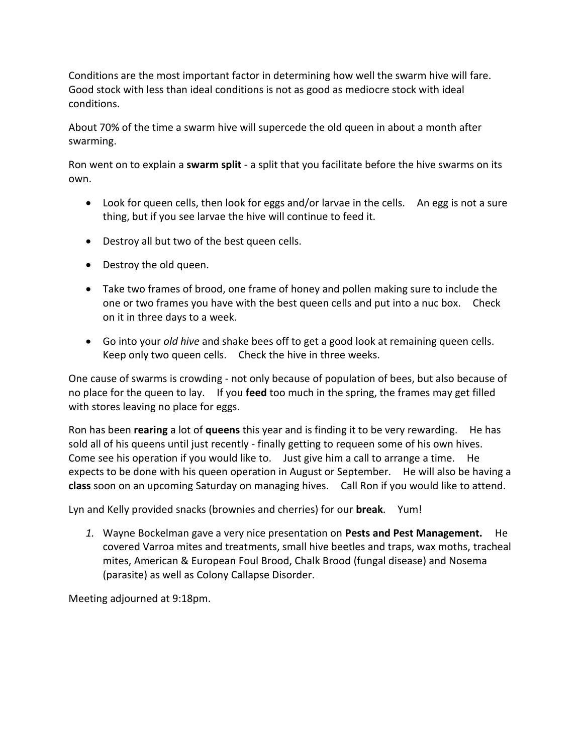Conditions are the most important factor in determining how well the swarm hive will fare. Good stock with less than ideal conditions is not as good as mediocre stock with ideal conditions.

About 70% of the time a swarm hive will supercede the old queen in about a month after swarming.

Ron went on to explain a **swarm split** - a split that you facilitate before the hive swarms on its own.

- Look for queen cells, then look for eggs and/or larvae in the cells. An egg is not a sure thing, but if you see larvae the hive will continue to feed it.
- Destroy all but two of the best queen cells.
- Destroy the old queen.
- Take two frames of brood, one frame of honey and pollen making sure to include the one or two frames you have with the best queen cells and put into a nuc box. Check on it in three days to a week.
- Go into your *old hive* and shake bees off to get a good look at remaining queen cells. Keep only two queen cells. Check the hive in three weeks.

One cause of swarms is crowding - not only because of population of bees, but also because of no place for the queen to lay. If you **feed** too much in the spring, the frames may get filled with stores leaving no place for eggs.

Ron has been **rearing** a lot of **queens** this year and is finding it to be very rewarding. He has sold all of his queens until just recently - finally getting to requeen some of his own hives. Come see his operation if you would like to. Just give him a call to arrange a time. He expects to be done with his queen operation in August or September. He will also be having a **class** soon on an upcoming Saturday on managing hives. Call Ron if you would like to attend.

Lyn and Kelly provided snacks (brownies and cherries) for our **break**. Yum!

1. Wayne Bockelman gave a very nice presentation on **Pests and Pest Management.** He covered Varroa mites and treatments, small hive beetles and traps, wax moths, tracheal mites, American & European Foul Brood, Chalk Brood (fungal disease) and Nosema (parasite) as well as Colony Callapse Disorder.

Meeting adjourned at 9:18pm.